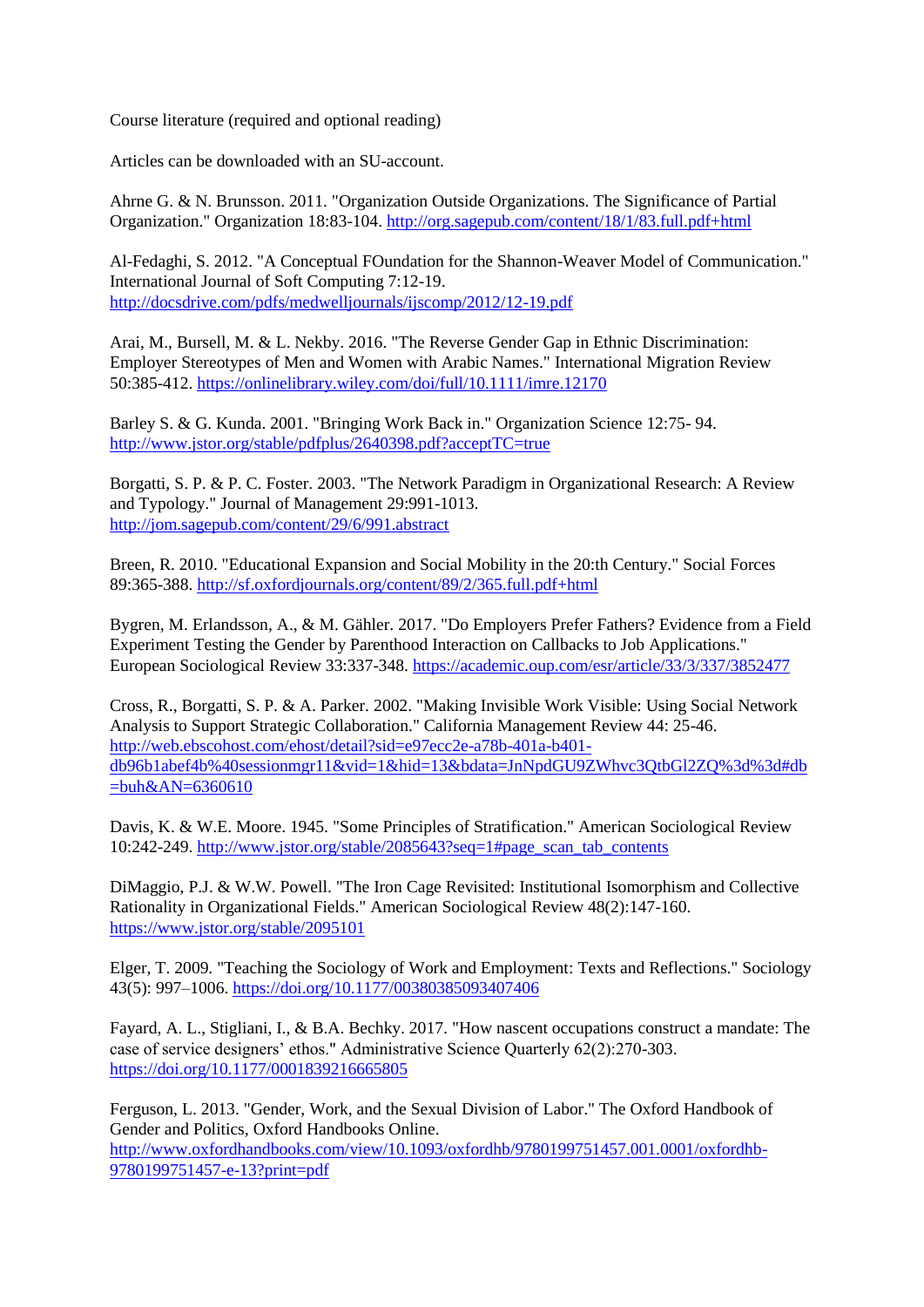Course literature (required and optional reading)

Articles can be downloaded with an SU-account.

Ahrne G. & N. Brunsson. 2011. "Organization Outside Organizations. The Significance of Partial Organization." Organization 18:83-104. http://org.sagepub.com/content/18/1/83.full.pdf+html

Al-Fedaghi, S. 2012. "A Conceptual FOundation for the Shannon-Weaver Model of Communication." International Journal of Soft Computing 7:12-19. http://docsdrive.com/pdfs/medwelljournals/ijscomp/2012/12-19.pdf

Arai, M., Bursell, M. & L. Nekby. 2016. "The Reverse Gender Gap in Ethnic Discrimination: Employer Stereotypes of Men and Women with Arabic Names." International Migration Review 50:385-412. https://onlinelibrary.wiley.com/doi/full/10.1111/imre.12170

Barley S. & G. Kunda. 2001. "Bringing Work Back in." Organization Science 12:75- 94. http://www.jstor.org/stable/pdfplus/2640398.pdf?acceptTC=true

Borgatti, S. P. & P. C. Foster. 2003. "The Network Paradigm in Organizational Research: A Review and Typology." Journal of Management 29:991-1013. http://jom.sagepub.com/content/29/6/991.abstract

Breen, R. 2010. "Educational Expansion and Social Mobility in the 20:th Century." Social Forces 89:365-388. http://sf.oxfordjournals.org/content/89/2/365.full.pdf+html

Bygren, M. Erlandsson, A., & M. Gähler. 2017. "Do Employers Prefer Fathers? Evidence from a Field Experiment Testing the Gender by Parenthood Interaction on Callbacks to Job Applications." European Sociological Review 33:337-348. https://academic.oup.com/esr/article/33/3/337/3852477

Cross, R., Borgatti, S. P. & A. Parker. 2002. "Making Invisible Work Visible: Using Social Network Analysis to Support Strategic Collaboration." California Management Review 44: 25-46. http://web.ebscohost.com/ehost/detail?sid=e97ecc2e-a78b-401a-b401-db96b1abef4b%40sessionmgr11&vid=1&hid=13&bdata=JnNpdGU9ZWhvc3QtbGl2ZQ%3d%3d#db=buh&AN=6360610

Davis, K. & W.E. Moore. 1945. "Some Principles of Stratification." American Sociological Review 10:242-249. http://www.jstor.org/stable/2085643?seq=1#page_scan_tab_contents

DiMaggio, P.J. & W.W. Powell. "The Iron Cage Revisited: Institutional Isomorphism and Collective Rationality in Organizational Fields." American Sociological Review 48(2):147-160. https://www.jstor.org/stable/2095101

Elger, T. 2009. "Teaching the Sociology of Work and Employment: Texts and Reflections." Sociology 43(5): 997–1006. https://doi.org/10.1177/00380385093407406

Fayard, A. L., Stigliani, I., & B.A. Bechky. 2017. "How nascent occupations construct a mandate: The case of service designers' ethos." Administrative Science Quarterly 62(2):270-303. https://doi.org/10.1177/0001839216665805

Ferguson, L. 2013. "Gender, Work, and the Sexual Division of Labor." The Oxford Handbook of Gender and Politics, Oxford Handbooks Online. http://www.oxfordhandbooks.com/view/10.1093/oxfordhb/9780199751457.001.0001/oxfordhb-9780199751457-e-13?print=pdf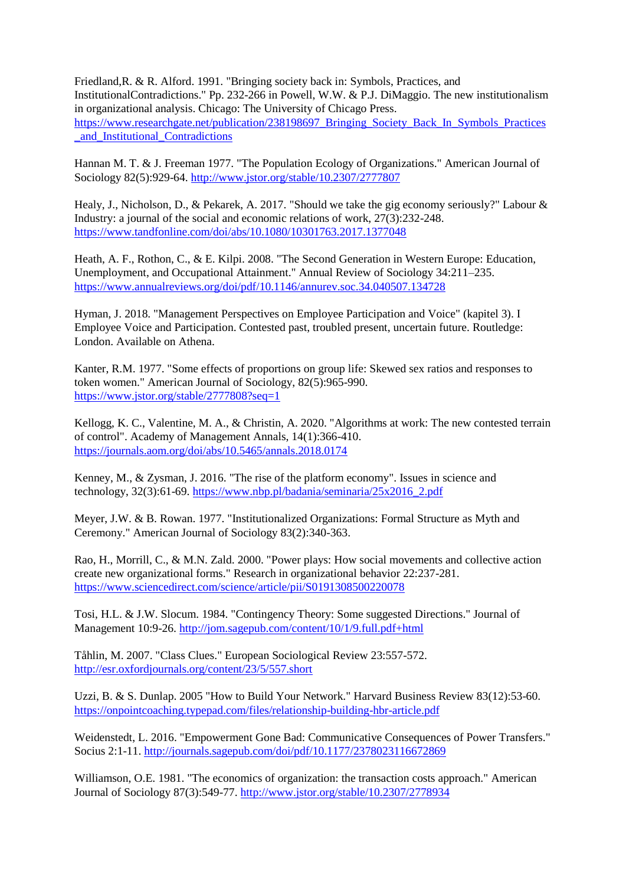Friedland,R. & R. Alford. 1991. "Bringing society back in: Symbols, Practices, and InstitutionalContradictions." Pp. 232-266 in Powell, W.W. & P.J. DiMaggio. The new institutionalism in organizational analysis. Chicago: The University of Chicago Press. https://www.researchgate.net/publication/238198697_Bringing_Society_Back_In_Symbols_Practices_and_Institutional_Contradictions

Hannan M. T. & J. Freeman 1977. "The Population Ecology of Organizations." American Journal of Sociology 82(5):929-64. http://www.jstor.org/stable/10.2307/2777807

Healy, J., Nicholson, D., & Pekarek, A. 2017. "Should we take the gig economy seriously?" Labour & Industry: a journal of the social and economic relations of work, 27(3):232-248. https://www.tandfonline.com/doi/abs/10.1080/10301763.2017.1377048

Heath, A. F., Rothon, C., & E. Kilpi. 2008. "The Second Generation in Western Europe: Education, Unemployment, and Occupational Attainment." Annual Review of Sociology 34:211–235. https://www.annualreviews.org/doi/pdf/10.1146/annurev.soc.34.040507.134728

Hyman, J. 2018. "Management Perspectives on Employee Participation and Voice" (kapitel 3). I Employee Voice and Participation. Contested past, troubled present, uncertain future. Routledge: London. Available on Athena.

Kanter, R.M. 1977. "Some effects of proportions on group life: Skewed sex ratios and responses to token women." American Journal of Sociology, 82(5):965-990. https://www.jstor.org/stable/2777808?seq=1

Kellogg, K. C., Valentine, M. A., & Christin, A. 2020. "Algorithms at work: The new contested terrain of control". Academy of Management Annals, 14(1):366-410. https://journals.aom.org/doi/abs/10.5465/annals.2018.0174

Kenney, M., & Zysman, J. 2016. "The rise of the platform economy". Issues in science and technology, 32(3):61-69. https://www.nbp.pl/badania/seminaria/25x2016_2.pdf

Meyer, J.W. & B. Rowan. 1977. "Institutionalized Organizations: Formal Structure as Myth and Ceremony." American Journal of Sociology 83(2):340-363.

Rao, H., Morrill, C., & M.N. Zald. 2000. "Power plays: How social movements and collective action create new organizational forms." Research in organizational behavior 22:237-281. https://www.sciencedirect.com/science/article/pii/S0191308500220078

Tosi, H.L. & J.W. Slocum. 1984. "Contingency Theory: Some suggested Directions." Journal of Management 10:9-26. http://jom.sagepub.com/content/10/1/9.full.pdf+html

Tåhlin, M. 2007. "Class Clues." European Sociological Review 23:557-572. http://esr.oxfordjournals.org/content/23/5/557.short

Uzzi, B. & S. Dunlap. 2005 "How to Build Your Network." Harvard Business Review 83(12):53-60. https://onpointcoaching.typepad.com/files/relationship-building-hbr-article.pdf

Weidenstedt, L. 2016. "Empowerment Gone Bad: Communicative Consequences of Power Transfers." Socius 2:1-11. http://journals.sagepub.com/doi/pdf/10.1177/2378023116672869

Williamson, O.E. 1981. "The economics of organization: the transaction costs approach." American Journal of Sociology 87(3):549-77. http://www.jstor.org/stable/10.2307/2778934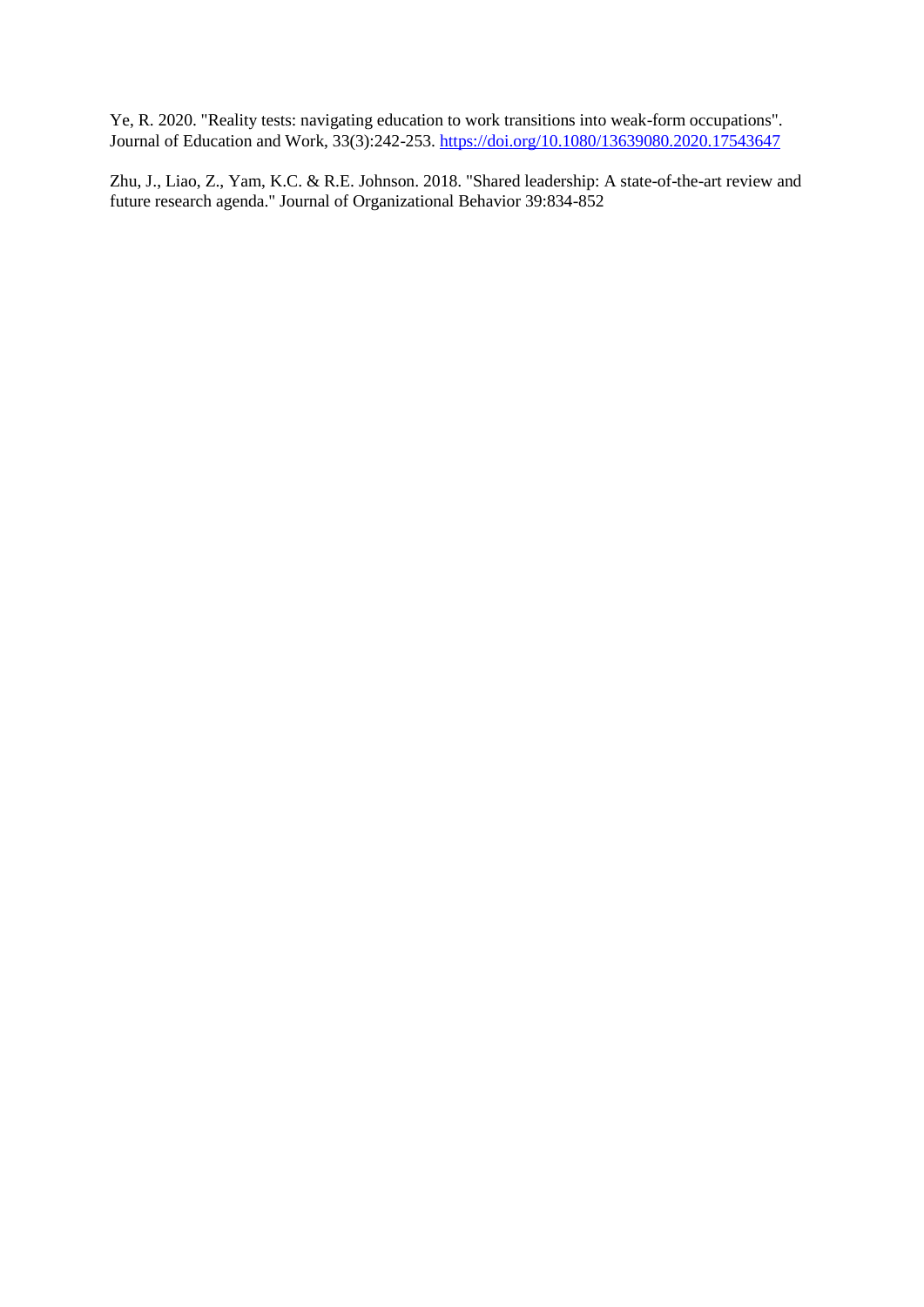Ye, R. 2020. "Reality tests: navigating education to work transitions into weak-form occupations". Journal of Education and Work, 33(3):242-253. https://doi.org/10.1080/13639080.2020.17543647

Zhu, J., Liao, Z., Yam, K.C. & R.E. Johnson. 2018. "Shared leadership: A state-of-the-art review and future research agenda." Journal of Organizational Behavior 39:834-852